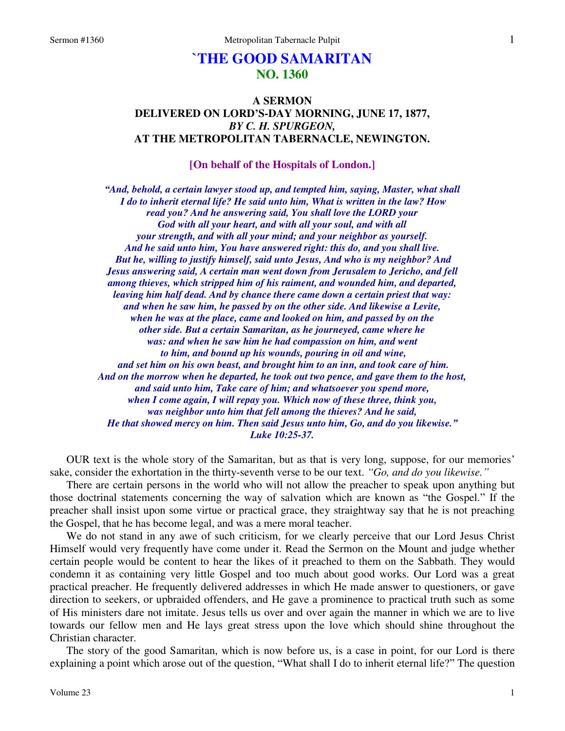# `THE GOOD SAMARITAN
## NO. 1360

### A SERMON
### DELIVERED ON LORD'S-DAY MORNING, JUNE 17, 1877,
### *BY C. H. SPURGEON,*
### AT THE METROPOLITAN TABERNACLE, NEWINGTON.

**[On behalf of the Hospitals of London.]**

***"And, behold, a certain lawyer stood up, and tempted him, saying, Master, what shall I do to inherit eternal life? He said unto him, What is written in the law? How read you? And he answering said, You shall love the LORD your God with all your heart, and with all your soul, and with all your strength, and with all your mind; and your neighbor as yourself. And he said unto him, You have answered right: this do, and you shall live. But he, willing to justify himself, said unto Jesus, And who is my neighbor? And Jesus answering said, A certain man went down from Jerusalem to Jericho, and fell among thieves, which stripped him of his raiment, and wounded him, and departed, leaving him half dead. And by chance there came down a certain priest that way: and when he saw him, he passed by on the other side. And likewise a Levite, when he was at the place, came and looked on him, and passed by on the other side. But a certain Samaritan, as he journeyed, came where he was: and when he saw him he had compassion on him, and went to him, and bound up his wounds, pouring in oil and wine, and set him on his own beast, and brought him to an inn, and took care of him. And on the morrow when he departed, he took out two pence, and gave them to the host, and said unto him, Take care of him; and whatsoever you spend more, when I come again, I will repay you. Which now of these three, think you, was neighbor unto him that fell among the thieves? And he said, He that showed mercy on him. Then said Jesus unto him, Go, and do you likewise." Luke 10:25-37.***

OUR text is the whole story of the Samaritan, but as that is very long, suppose, for our memories' sake, consider the exhortation in the thirty-seventh verse to be our text. *"Go, and do you likewise."*

There are certain persons in the world who will not allow the preacher to speak upon anything but those doctrinal statements concerning the way of salvation which are known as "the Gospel." If the preacher shall insist upon some virtue or practical grace, they straightway say that he is not preaching the Gospel, that he has become legal, and was a mere moral teacher.

We do not stand in any awe of such criticism, for we clearly perceive that our Lord Jesus Christ Himself would very frequently have come under it. Read the Sermon on the Mount and judge whether certain people would be content to hear the likes of it preached to them on the Sabbath. They would condemn it as containing very little Gospel and too much about good works. Our Lord was a great practical preacher. He frequently delivered addresses in which He made answer to questioners, or gave direction to seekers, or upbraided offenders, and He gave a prominence to practical truth such as some of His ministers dare not imitate. Jesus tells us over and over again the manner in which we are to live towards our fellow men and He lays great stress upon the love which should shine throughout the Christian character.

The story of the good Samaritan, which is now before us, is a case in point, for our Lord is there explaining a point which arose out of the question, "What shall I do to inherit eternal life?" The question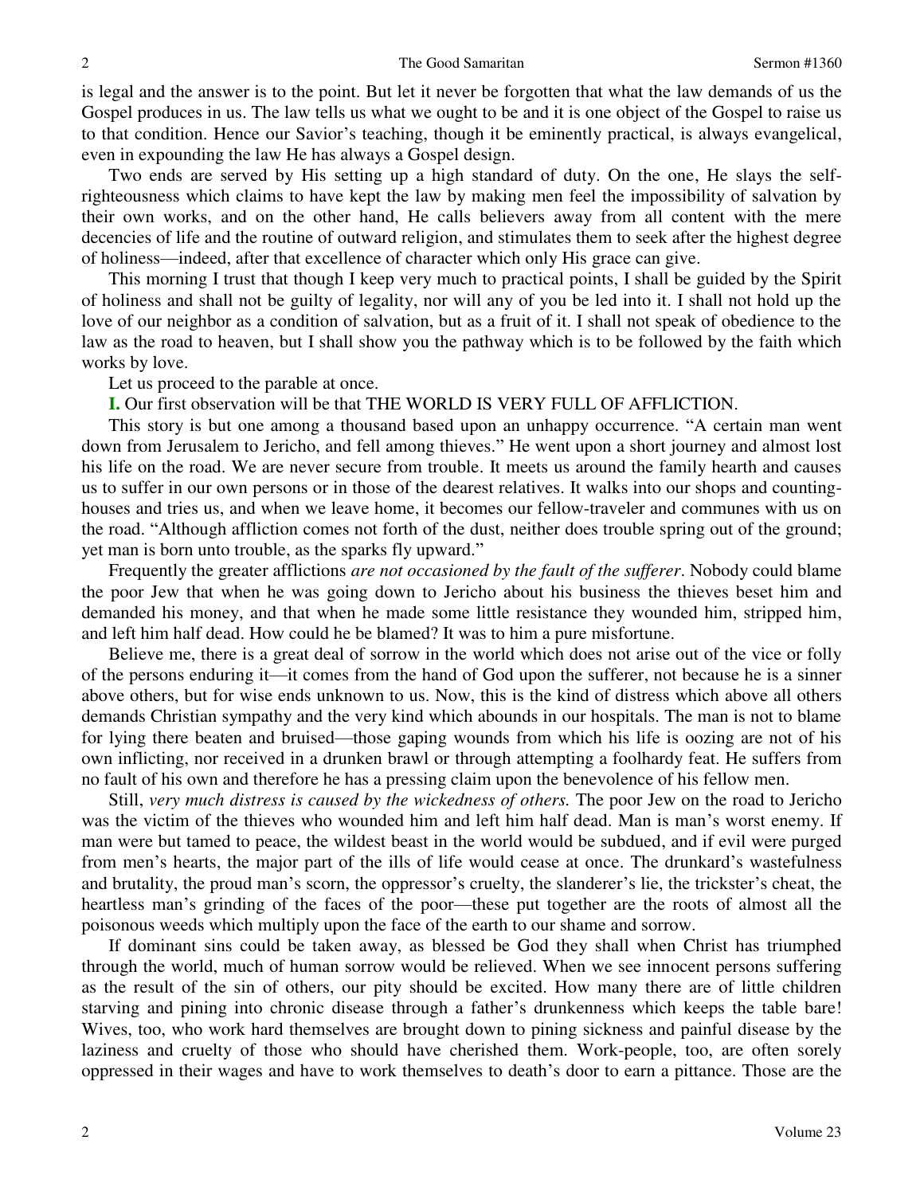is legal and the answer is to the point. But let it never be forgotten that what the law demands of us the Gospel produces in us. The law tells us what we ought to be and it is one object of the Gospel to raise us to that condition. Hence our Savior's teaching, though it be eminently practical, is always evangelical, even in expounding the law He has always a Gospel design.

Two ends are served by His setting up a high standard of duty. On the one, He slays the self-righteousness which claims to have kept the law by making men feel the impossibility of salvation by their own works, and on the other hand, He calls believers away from all content with the mere decencies of life and the routine of outward religion, and stimulates them to seek after the highest degree of holiness—indeed, after that excellence of character which only His grace can give.

This morning I trust that though I keep very much to practical points, I shall be guided by the Spirit of holiness and shall not be guilty of legality, nor will any of you be led into it. I shall not hold up the love of our neighbor as a condition of salvation, but as a fruit of it. I shall not speak of obedience to the law as the road to heaven, but I shall show you the pathway which is to be followed by the faith which works by love.

Let us proceed to the parable at once.

**I.** Our first observation will be that THE WORLD IS VERY FULL OF AFFLICTION.

This story is but one among a thousand based upon an unhappy occurrence. "A certain man went down from Jerusalem to Jericho, and fell among thieves." He went upon a short journey and almost lost his life on the road. We are never secure from trouble. It meets us around the family hearth and causes us to suffer in our own persons or in those of the dearest relatives. It walks into our shops and counting-houses and tries us, and when we leave home, it becomes our fellow-traveler and communes with us on the road. "Although affliction comes not forth of the dust, neither does trouble spring out of the ground; yet man is born unto trouble, as the sparks fly upward."

Frequently the greater afflictions *are not occasioned by the fault of the sufferer*. Nobody could blame the poor Jew that when he was going down to Jericho about his business the thieves beset him and demanded his money, and that when he made some little resistance they wounded him, stripped him, and left him half dead. How could he be blamed? It was to him a pure misfortune.

Believe me, there is a great deal of sorrow in the world which does not arise out of the vice or folly of the persons enduring it—it comes from the hand of God upon the sufferer, not because he is a sinner above others, but for wise ends unknown to us. Now, this is the kind of distress which above all others demands Christian sympathy and the very kind which abounds in our hospitals. The man is not to blame for lying there beaten and bruised—those gaping wounds from which his life is oozing are not of his own inflicting, nor received in a drunken brawl or through attempting a foolhardy feat. He suffers from no fault of his own and therefore he has a pressing claim upon the benevolence of his fellow men.

Still, *very much distress is caused by the wickedness of others.* The poor Jew on the road to Jericho was the victim of the thieves who wounded him and left him half dead. Man is man's worst enemy. If man were but tamed to peace, the wildest beast in the world would be subdued, and if evil were purged from men's hearts, the major part of the ills of life would cease at once. The drunkard's wastefulness and brutality, the proud man's scorn, the oppressor's cruelty, the slanderer's lie, the trickster's cheat, the heartless man's grinding of the faces of the poor—these put together are the roots of almost all the poisonous weeds which multiply upon the face of the earth to our shame and sorrow.

If dominant sins could be taken away, as blessed be God they shall when Christ has triumphed through the world, much of human sorrow would be relieved. When we see innocent persons suffering as the result of the sin of others, our pity should be excited. How many there are of little children starving and pining into chronic disease through a father's drunkenness which keeps the table bare! Wives, too, who work hard themselves are brought down to pining sickness and painful disease by the laziness and cruelty of those who should have cherished them. Work-people, too, are often sorely oppressed in their wages and have to work themselves to death's door to earn a pittance. Those are the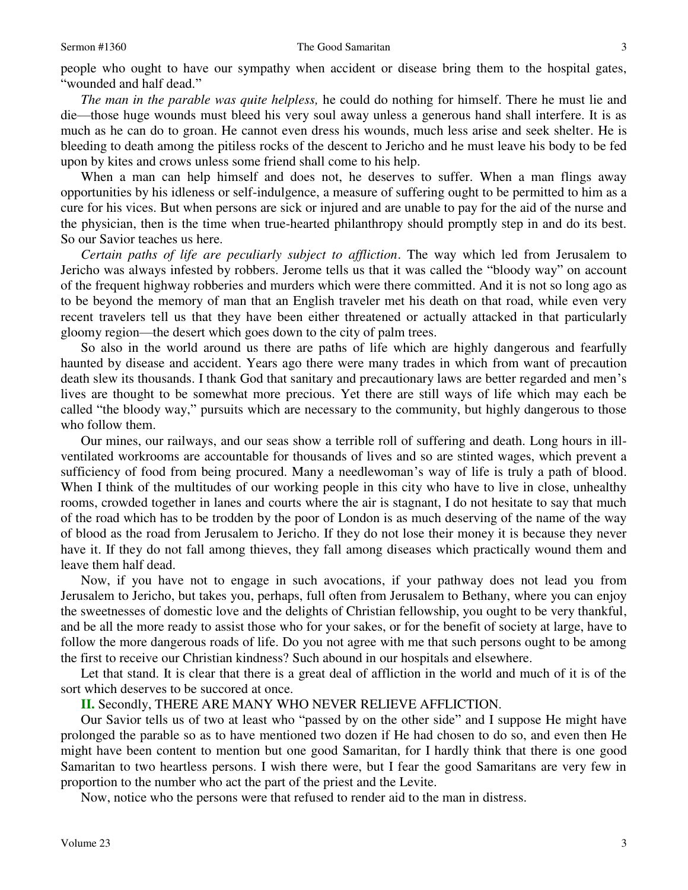people who ought to have our sympathy when accident or disease bring them to the hospital gates, "wounded and half dead."

*The man in the parable was quite helpless,* he could do nothing for himself. There he must lie and die—those huge wounds must bleed his very soul away unless a generous hand shall interfere. It is as much as he can do to groan. He cannot even dress his wounds, much less arise and seek shelter. He is bleeding to death among the pitiless rocks of the descent to Jericho and he must leave his body to be fed upon by kites and crows unless some friend shall come to his help.

When a man can help himself and does not, he deserves to suffer. When a man flings away opportunities by his idleness or self-indulgence, a measure of suffering ought to be permitted to him as a cure for his vices. But when persons are sick or injured and are unable to pay for the aid of the nurse and the physician, then is the time when true-hearted philanthropy should promptly step in and do its best. So our Savior teaches us here.

*Certain paths of life are peculiarly subject to affliction*. The way which led from Jerusalem to Jericho was always infested by robbers. Jerome tells us that it was called the "bloody way" on account of the frequent highway robberies and murders which were there committed. And it is not so long ago as to be beyond the memory of man that an English traveler met his death on that road, while even very recent travelers tell us that they have been either threatened or actually attacked in that particularly gloomy region—the desert which goes down to the city of palm trees.

So also in the world around us there are paths of life which are highly dangerous and fearfully haunted by disease and accident. Years ago there were many trades in which from want of precaution death slew its thousands. I thank God that sanitary and precautionary laws are better regarded and men's lives are thought to be somewhat more precious. Yet there are still ways of life which may each be called "the bloody way," pursuits which are necessary to the community, but highly dangerous to those who follow them.

Our mines, our railways, and our seas show a terrible roll of suffering and death. Long hours in ill-ventilated workrooms are accountable for thousands of lives and so are stinted wages, which prevent a sufficiency of food from being procured. Many a needlewoman's way of life is truly a path of blood. When I think of the multitudes of our working people in this city who have to live in close, unhealthy rooms, crowded together in lanes and courts where the air is stagnant, I do not hesitate to say that much of the road which has to be trodden by the poor of London is as much deserving of the name of the way of blood as the road from Jerusalem to Jericho. If they do not lose their money it is because they never have it. If they do not fall among thieves, they fall among diseases which practically wound them and leave them half dead.

Now, if you have not to engage in such avocations, if your pathway does not lead you from Jerusalem to Jericho, but takes you, perhaps, full often from Jerusalem to Bethany, where you can enjoy the sweetnesses of domestic love and the delights of Christian fellowship, you ought to be very thankful, and be all the more ready to assist those who for your sakes, or for the benefit of society at large, have to follow the more dangerous roads of life. Do you not agree with me that such persons ought to be among the first to receive our Christian kindness? Such abound in our hospitals and elsewhere.

Let that stand. It is clear that there is a great deal of affliction in the world and much of it is of the sort which deserves to be succored at once.

**II.** Secondly, THERE ARE MANY WHO NEVER RELIEVE AFFLICTION.

Our Savior tells us of two at least who "passed by on the other side" and I suppose He might have prolonged the parable so as to have mentioned two dozen if He had chosen to do so, and even then He might have been content to mention but one good Samaritan, for I hardly think that there is one good Samaritan to two heartless persons. I wish there were, but I fear the good Samaritans are very few in proportion to the number who act the part of the priest and the Levite.

Now, notice who the persons were that refused to render aid to the man in distress.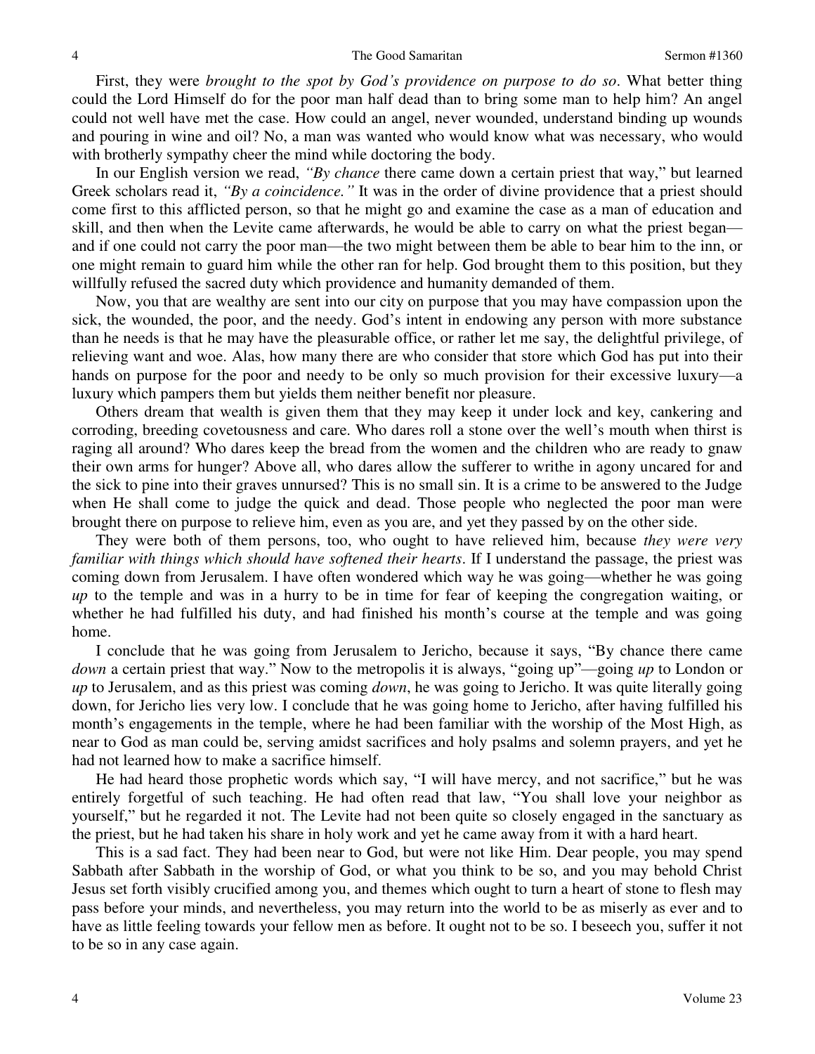First, they were *brought to the spot by God's providence on purpose to do so*. What better thing could the Lord Himself do for the poor man half dead than to bring some man to help him? An angel could not well have met the case. How could an angel, never wounded, understand binding up wounds and pouring in wine and oil? No, a man was wanted who would know what was necessary, who would with brotherly sympathy cheer the mind while doctoring the body.

In our English version we read, *"By chance* there came down a certain priest that way," but learned Greek scholars read it, *"By a coincidence."* It was in the order of divine providence that a priest should come first to this afflicted person, so that he might go and examine the case as a man of education and skill, and then when the Levite came afterwards, he would be able to carry on what the priest began—and if one could not carry the poor man—the two might between them be able to bear him to the inn, or one might remain to guard him while the other ran for help. God brought them to this position, but they willfully refused the sacred duty which providence and humanity demanded of them.

Now, you that are wealthy are sent into our city on purpose that you may have compassion upon the sick, the wounded, the poor, and the needy. God's intent in endowing any person with more substance than he needs is that he may have the pleasurable office, or rather let me say, the delightful privilege, of relieving want and woe. Alas, how many there are who consider that store which God has put into their hands on purpose for the poor and needy to be only so much provision for their excessive luxury—a luxury which pampers them but yields them neither benefit nor pleasure.

Others dream that wealth is given them that they may keep it under lock and key, cankering and corroding, breeding covetousness and care. Who dares roll a stone over the well's mouth when thirst is raging all around? Who dares keep the bread from the women and the children who are ready to gnaw their own arms for hunger? Above all, who dares allow the sufferer to writhe in agony uncared for and the sick to pine into their graves unnursed? This is no small sin. It is a crime to be answered to the Judge when He shall come to judge the quick and dead. Those people who neglected the poor man were brought there on purpose to relieve him, even as you are, and yet they passed by on the other side.

They were both of them persons, too, who ought to have relieved him, because *they were very familiar with things which should have softened their hearts*. If I understand the passage, the priest was coming down from Jerusalem. I have often wondered which way he was going—whether he was going *up* to the temple and was in a hurry to be in time for fear of keeping the congregation waiting, or whether he had fulfilled his duty, and had finished his month's course at the temple and was going home.

I conclude that he was going from Jerusalem to Jericho, because it says, "By chance there came *down* a certain priest that way." Now to the metropolis it is always, "going up"—going *up* to London or *up* to Jerusalem, and as this priest was coming *down*, he was going to Jericho. It was quite literally going down, for Jericho lies very low. I conclude that he was going home to Jericho, after having fulfilled his month's engagements in the temple, where he had been familiar with the worship of the Most High, as near to God as man could be, serving amidst sacrifices and holy psalms and solemn prayers, and yet he had not learned how to make a sacrifice himself.

He had heard those prophetic words which say, "I will have mercy, and not sacrifice," but he was entirely forgetful of such teaching. He had often read that law, "You shall love your neighbor as yourself," but he regarded it not. The Levite had not been quite so closely engaged in the sanctuary as the priest, but he had taken his share in holy work and yet he came away from it with a hard heart.

This is a sad fact. They had been near to God, but were not like Him. Dear people, you may spend Sabbath after Sabbath in the worship of God, or what you think to be so, and you may behold Christ Jesus set forth visibly crucified among you, and themes which ought to turn a heart of stone to flesh may pass before your minds, and nevertheless, you may return into the world to be as miserly as ever and to have as little feeling towards your fellow men as before. It ought not to be so. I beseech you, suffer it not to be so in any case again.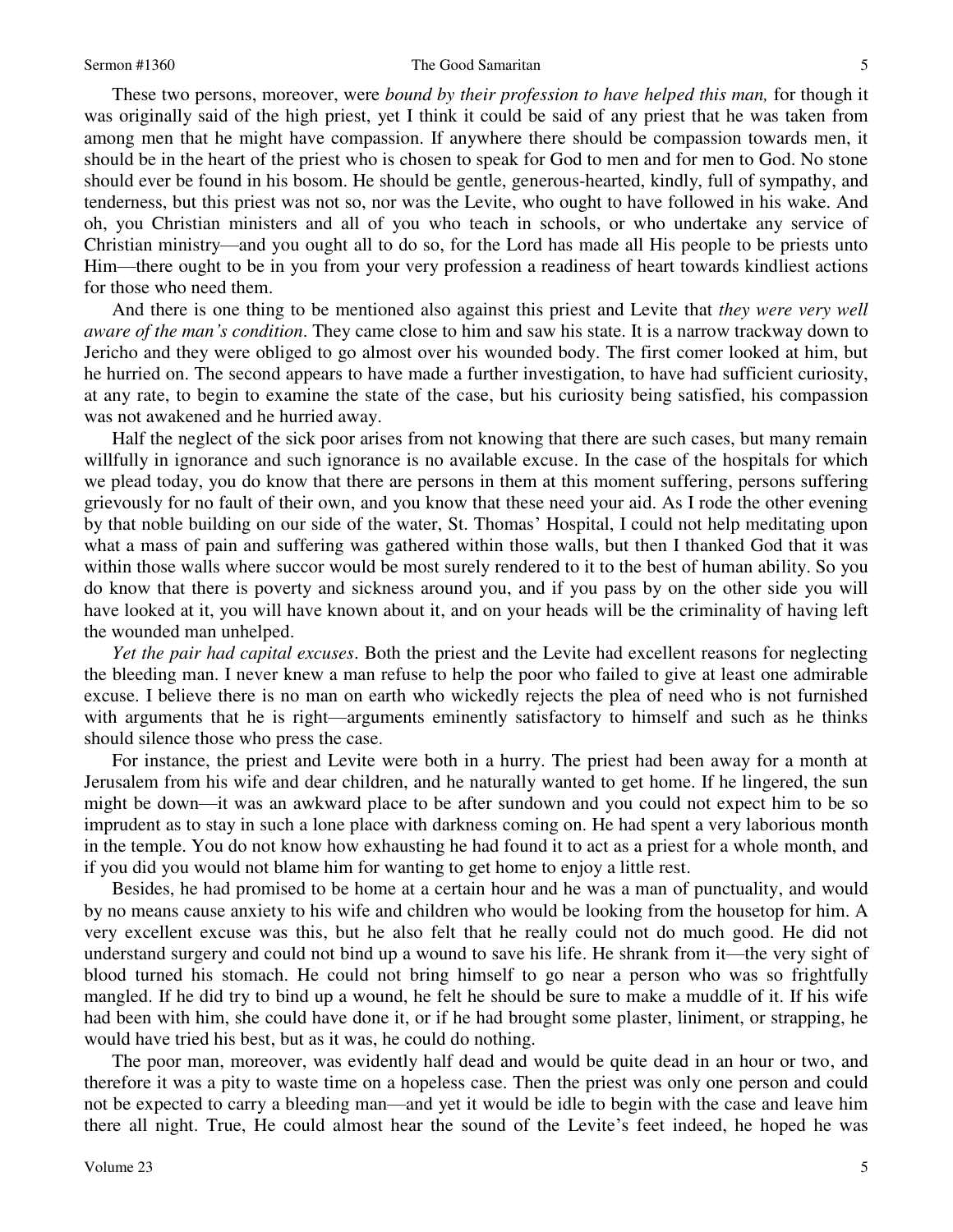These two persons, moreover, were *bound by their profession to have helped this man,* for though it was originally said of the high priest, yet I think it could be said of any priest that he was taken from among men that he might have compassion. If anywhere there should be compassion towards men, it should be in the heart of the priest who is chosen to speak for God to men and for men to God. No stone should ever be found in his bosom. He should be gentle, generous-hearted, kindly, full of sympathy, and tenderness, but this priest was not so, nor was the Levite, who ought to have followed in his wake. And oh, you Christian ministers and all of you who teach in schools, or who undertake any service of Christian ministry—and you ought all to do so, for the Lord has made all His people to be priests unto Him—there ought to be in you from your very profession a readiness of heart towards kindliest actions for those who need them.

And there is one thing to be mentioned also against this priest and Levite that *they were very well aware of the man's condition*. They came close to him and saw his state. It is a narrow trackway down to Jericho and they were obliged to go almost over his wounded body. The first comer looked at him, but he hurried on. The second appears to have made a further investigation, to have had sufficient curiosity, at any rate, to begin to examine the state of the case, but his curiosity being satisfied, his compassion was not awakened and he hurried away.

Half the neglect of the sick poor arises from not knowing that there are such cases, but many remain willfully in ignorance and such ignorance is no available excuse. In the case of the hospitals for which we plead today, you do know that there are persons in them at this moment suffering, persons suffering grievously for no fault of their own, and you know that these need your aid. As I rode the other evening by that noble building on our side of the water, St. Thomas' Hospital, I could not help meditating upon what a mass of pain and suffering was gathered within those walls, but then I thanked God that it was within those walls where succor would be most surely rendered to it to the best of human ability. So you do know that there is poverty and sickness around you, and if you pass by on the other side you will have looked at it, you will have known about it, and on your heads will be the criminality of having left the wounded man unhelped.

*Yet the pair had capital excuses*. Both the priest and the Levite had excellent reasons for neglecting the bleeding man. I never knew a man refuse to help the poor who failed to give at least one admirable excuse. I believe there is no man on earth who wickedly rejects the plea of need who is not furnished with arguments that he is right—arguments eminently satisfactory to himself and such as he thinks should silence those who press the case.

For instance, the priest and Levite were both in a hurry. The priest had been away for a month at Jerusalem from his wife and dear children, and he naturally wanted to get home. If he lingered, the sun might be down—it was an awkward place to be after sundown and you could not expect him to be so imprudent as to stay in such a lone place with darkness coming on. He had spent a very laborious month in the temple. You do not know how exhausting he had found it to act as a priest for a whole month, and if you did you would not blame him for wanting to get home to enjoy a little rest.

Besides, he had promised to be home at a certain hour and he was a man of punctuality, and would by no means cause anxiety to his wife and children who would be looking from the housetop for him. A very excellent excuse was this, but he also felt that he really could not do much good. He did not understand surgery and could not bind up a wound to save his life. He shrank from it—the very sight of blood turned his stomach. He could not bring himself to go near a person who was so frightfully mangled. If he did try to bind up a wound, he felt he should be sure to make a muddle of it. If his wife had been with him, she could have done it, or if he had brought some plaster, liniment, or strapping, he would have tried his best, but as it was, he could do nothing.

The poor man, moreover, was evidently half dead and would be quite dead in an hour or two, and therefore it was a pity to waste time on a hopeless case. Then the priest was only one person and could not be expected to carry a bleeding man—and yet it would be idle to begin with the case and leave him there all night. True, He could almost hear the sound of the Levite's feet indeed, he hoped he was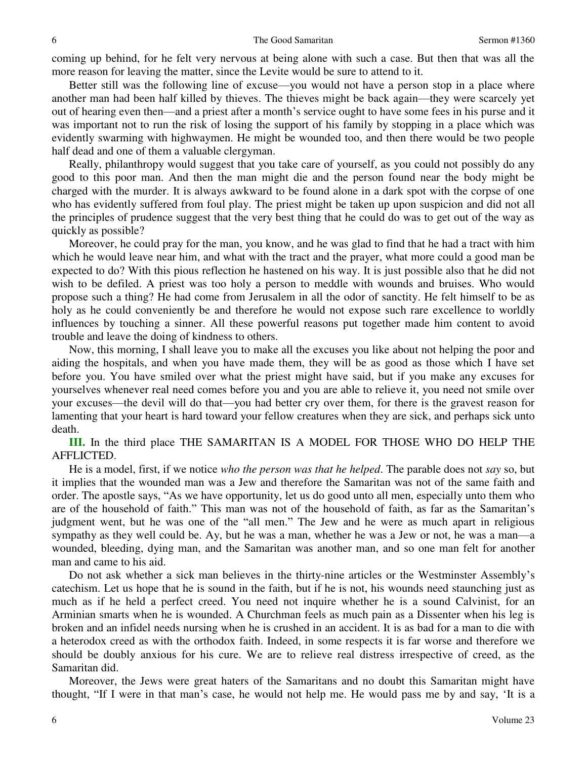coming up behind, for he felt very nervous at being alone with such a case. But then that was all the more reason for leaving the matter, since the Levite would be sure to attend to it.

Better still was the following line of excuse—you would not have a person stop in a place where another man had been half killed by thieves. The thieves might be back again—they were scarcely yet out of hearing even then—and a priest after a month's service ought to have some fees in his purse and it was important not to run the risk of losing the support of his family by stopping in a place which was evidently swarming with highwaymen. He might be wounded too, and then there would be two people half dead and one of them a valuable clergyman.

Really, philanthropy would suggest that you take care of yourself, as you could not possibly do any good to this poor man. And then the man might die and the person found near the body might be charged with the murder. It is always awkward to be found alone in a dark spot with the corpse of one who has evidently suffered from foul play. The priest might be taken up upon suspicion and did not all the principles of prudence suggest that the very best thing that he could do was to get out of the way as quickly as possible?

Moreover, he could pray for the man, you know, and he was glad to find that he had a tract with him which he would leave near him, and what with the tract and the prayer, what more could a good man be expected to do? With this pious reflection he hastened on his way. It is just possible also that he did not wish to be defiled. A priest was too holy a person to meddle with wounds and bruises. Who would propose such a thing? He had come from Jerusalem in all the odor of sanctity. He felt himself to be as holy as he could conveniently be and therefore he would not expose such rare excellence to worldly influences by touching a sinner. All these powerful reasons put together made him content to avoid trouble and leave the doing of kindness to others.

Now, this morning, I shall leave you to make all the excuses you like about not helping the poor and aiding the hospitals, and when you have made them, they will be as good as those which I have set before you. You have smiled over what the priest might have said, but if you make any excuses for yourselves whenever real need comes before you and you are able to relieve it, you need not smile over your excuses—the devil will do that—you had better cry over them, for there is the gravest reason for lamenting that your heart is hard toward your fellow creatures when they are sick, and perhaps sick unto death.

**III.** In the third place THE SAMARITAN IS A MODEL FOR THOSE WHO DO HELP THE AFFLICTED.

He is a model, first, if we notice *who the person was that he helped*. The parable does not *say* so, but it implies that the wounded man was a Jew and therefore the Samaritan was not of the same faith and order. The apostle says, "As we have opportunity, let us do good unto all men, especially unto them who are of the household of faith." This man was not of the household of faith, as far as the Samaritan's judgment went, but he was one of the "all men." The Jew and he were as much apart in religious sympathy as they well could be. Ay, but he was a man, whether he was a Jew or not, he was a man—a wounded, bleeding, dying man, and the Samaritan was another man, and so one man felt for another man and came to his aid.

Do not ask whether a sick man believes in the thirty-nine articles or the Westminster Assembly's catechism. Let us hope that he is sound in the faith, but if he is not, his wounds need staunching just as much as if he held a perfect creed. You need not inquire whether he is a sound Calvinist, for an Arminian smarts when he is wounded. A Churchman feels as much pain as a Dissenter when his leg is broken and an infidel needs nursing when he is crushed in an accident. It is as bad for a man to die with a heterodox creed as with the orthodox faith. Indeed, in some respects it is far worse and therefore we should be doubly anxious for his cure. We are to relieve real distress irrespective of creed, as the Samaritan did.

Moreover, the Jews were great haters of the Samaritans and no doubt this Samaritan might have thought, "If I were in that man's case, he would not help me. He would pass me by and say, 'It is a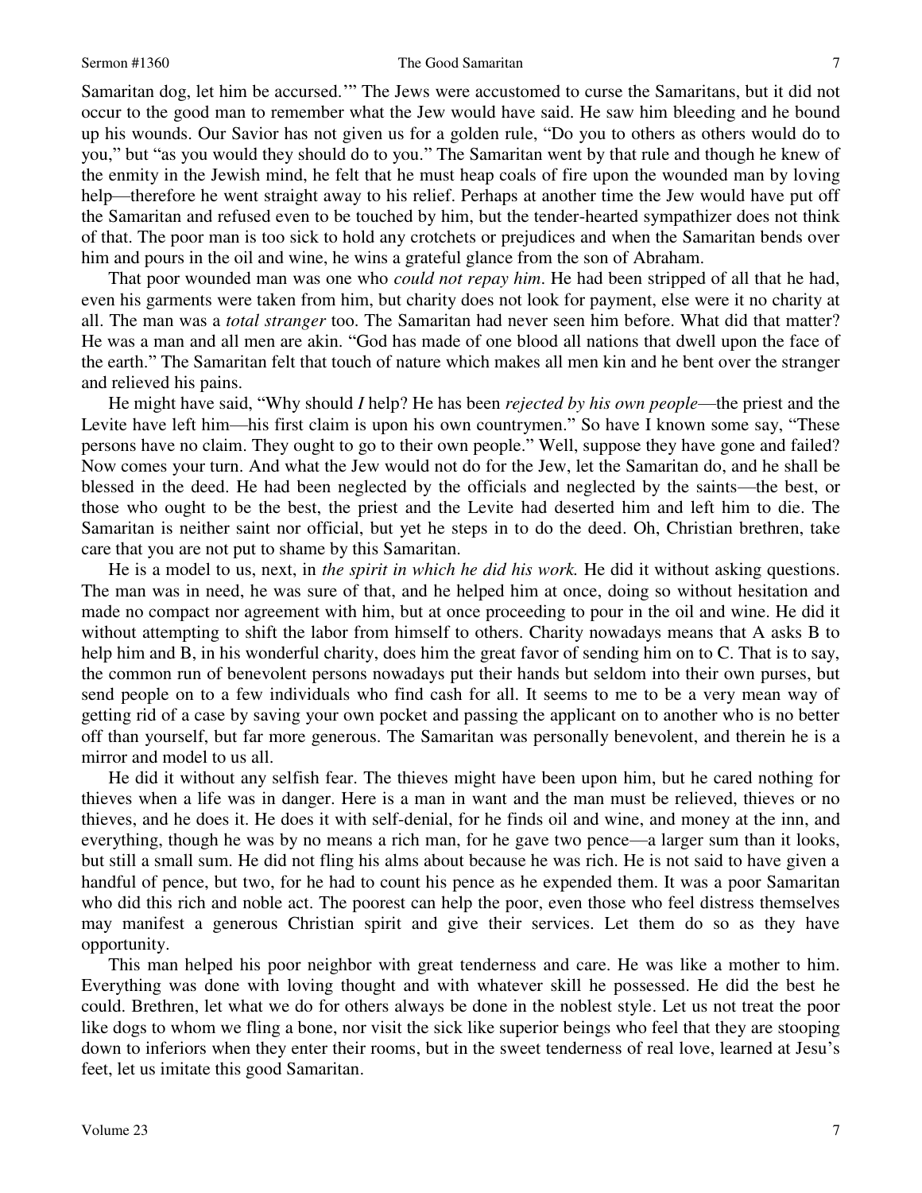Samaritan dog, let him be accursed.'" The Jews were accustomed to curse the Samaritans, but it did not occur to the good man to remember what the Jew would have said. He saw him bleeding and he bound up his wounds. Our Savior has not given us for a golden rule, "Do you to others as others would do to you," but "as you would they should do to you." The Samaritan went by that rule and though he knew of the enmity in the Jewish mind, he felt that he must heap coals of fire upon the wounded man by loving help—therefore he went straight away to his relief. Perhaps at another time the Jew would have put off the Samaritan and refused even to be touched by him, but the tender-hearted sympathizer does not think of that. The poor man is too sick to hold any crotchets or prejudices and when the Samaritan bends over him and pours in the oil and wine, he wins a grateful glance from the son of Abraham.

That poor wounded man was one who *could not repay him*. He had been stripped of all that he had, even his garments were taken from him, but charity does not look for payment, else were it no charity at all. The man was a *total stranger* too. The Samaritan had never seen him before. What did that matter? He was a man and all men are akin. "God has made of one blood all nations that dwell upon the face of the earth." The Samaritan felt that touch of nature which makes all men kin and he bent over the stranger and relieved his pains.

He might have said, "Why should *I* help? He has been *rejected by his own people*—the priest and the Levite have left him—his first claim is upon his own countrymen." So have I known some say, "These persons have no claim. They ought to go to their own people." Well, suppose they have gone and failed? Now comes your turn. And what the Jew would not do for the Jew, let the Samaritan do, and he shall be blessed in the deed. He had been neglected by the officials and neglected by the saints—the best, or those who ought to be the best, the priest and the Levite had deserted him and left him to die. The Samaritan is neither saint nor official, but yet he steps in to do the deed. Oh, Christian brethren, take care that you are not put to shame by this Samaritan.

He is a model to us, next, in *the spirit in which he did his work.* He did it without asking questions. The man was in need, he was sure of that, and he helped him at once, doing so without hesitation and made no compact nor agreement with him, but at once proceeding to pour in the oil and wine. He did it without attempting to shift the labor from himself to others. Charity nowadays means that A asks B to help him and B, in his wonderful charity, does him the great favor of sending him on to C. That is to say, the common run of benevolent persons nowadays put their hands but seldom into their own purses, but send people on to a few individuals who find cash for all. It seems to me to be a very mean way of getting rid of a case by saving your own pocket and passing the applicant on to another who is no better off than yourself, but far more generous. The Samaritan was personally benevolent, and therein he is a mirror and model to us all.

He did it without any selfish fear. The thieves might have been upon him, but he cared nothing for thieves when a life was in danger. Here is a man in want and the man must be relieved, thieves or no thieves, and he does it. He does it with self-denial, for he finds oil and wine, and money at the inn, and everything, though he was by no means a rich man, for he gave two pence—a larger sum than it looks, but still a small sum. He did not fling his alms about because he was rich. He is not said to have given a handful of pence, but two, for he had to count his pence as he expended them. It was a poor Samaritan who did this rich and noble act. The poorest can help the poor, even those who feel distress themselves may manifest a generous Christian spirit and give their services. Let them do so as they have opportunity.

This man helped his poor neighbor with great tenderness and care. He was like a mother to him. Everything was done with loving thought and with whatever skill he possessed. He did the best he could. Brethren, let what we do for others always be done in the noblest style. Let us not treat the poor like dogs to whom we fling a bone, nor visit the sick like superior beings who feel that they are stooping down to inferiors when they enter their rooms, but in the sweet tenderness of real love, learned at Jesu's feet, let us imitate this good Samaritan.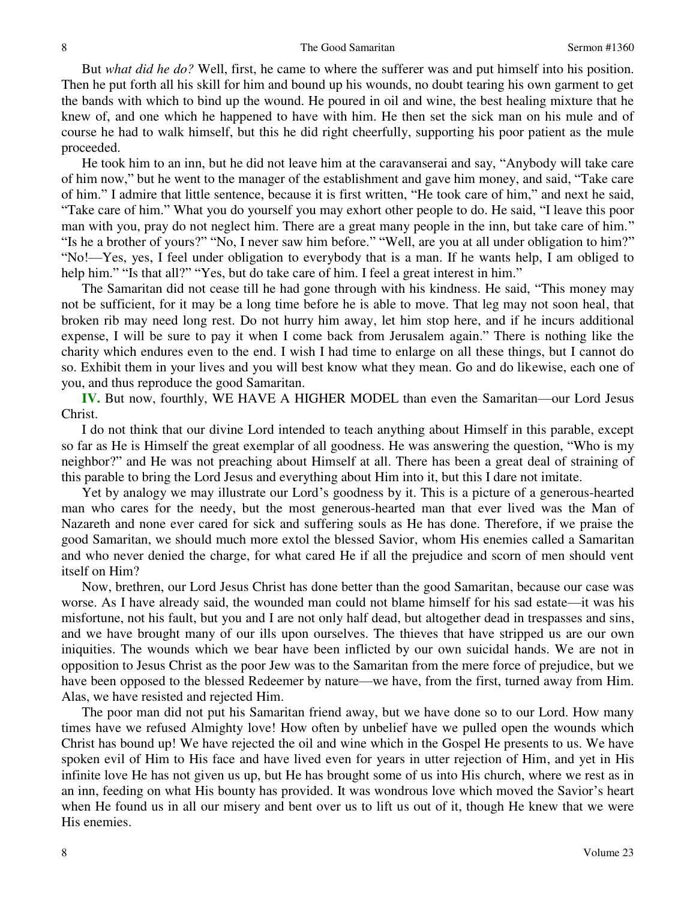But *what did he do?* Well, first, he came to where the sufferer was and put himself into his position. Then he put forth all his skill for him and bound up his wounds, no doubt tearing his own garment to get the bands with which to bind up the wound. He poured in oil and wine, the best healing mixture that he knew of, and one which he happened to have with him. He then set the sick man on his mule and of course he had to walk himself, but this he did right cheerfully, supporting his poor patient as the mule proceeded.

He took him to an inn, but he did not leave him at the caravanserai and say, "Anybody will take care of him now," but he went to the manager of the establishment and gave him money, and said, "Take care of him." I admire that little sentence, because it is first written, "He took care of him," and next he said, "Take care of him." What you do yourself you may exhort other people to do. He said, "I leave this poor man with you, pray do not neglect him. There are a great many people in the inn, but take care of him." "Is he a brother of yours?" "No, I never saw him before." "Well, are you at all under obligation to him?" "No!—Yes, yes, I feel under obligation to everybody that is a man. If he wants help, I am obliged to help him." "Is that all?" "Yes, but do take care of him. I feel a great interest in him."

The Samaritan did not cease till he had gone through with his kindness. He said, "This money may not be sufficient, for it may be a long time before he is able to move. That leg may not soon heal, that broken rib may need long rest. Do not hurry him away, let him stop here, and if he incurs additional expense, I will be sure to pay it when I come back from Jerusalem again." There is nothing like the charity which endures even to the end. I wish I had time to enlarge on all these things, but I cannot do so. Exhibit them in your lives and you will best know what they mean. Go and do likewise, each one of you, and thus reproduce the good Samaritan.

**IV.** But now, fourthly, WE HAVE A HIGHER MODEL than even the Samaritan—our Lord Jesus Christ.

I do not think that our divine Lord intended to teach anything about Himself in this parable, except so far as He is Himself the great exemplar of all goodness. He was answering the question, "Who is my neighbor?" and He was not preaching about Himself at all. There has been a great deal of straining of this parable to bring the Lord Jesus and everything about Him into it, but this I dare not imitate.

Yet by analogy we may illustrate our Lord's goodness by it. This is a picture of a generous-hearted man who cares for the needy, but the most generous-hearted man that ever lived was the Man of Nazareth and none ever cared for sick and suffering souls as He has done. Therefore, if we praise the good Samaritan, we should much more extol the blessed Savior, whom His enemies called a Samaritan and who never denied the charge, for what cared He if all the prejudice and scorn of men should vent itself on Him?

Now, brethren, our Lord Jesus Christ has done better than the good Samaritan, because our case was worse. As I have already said, the wounded man could not blame himself for his sad estate—it was his misfortune, not his fault, but you and I are not only half dead, but altogether dead in trespasses and sins, and we have brought many of our ills upon ourselves. The thieves that have stripped us are our own iniquities. The wounds which we bear have been inflicted by our own suicidal hands. We are not in opposition to Jesus Christ as the poor Jew was to the Samaritan from the mere force of prejudice, but we have been opposed to the blessed Redeemer by nature—we have, from the first, turned away from Him. Alas, we have resisted and rejected Him.

The poor man did not put his Samaritan friend away, but we have done so to our Lord. How many times have we refused Almighty love! How often by unbelief have we pulled open the wounds which Christ has bound up! We have rejected the oil and wine which in the Gospel He presents to us. We have spoken evil of Him to His face and have lived even for years in utter rejection of Him, and yet in His infinite love He has not given us up, but He has brought some of us into His church, where we rest as in an inn, feeding on what His bounty has provided. It was wondrous love which moved the Savior's heart when He found us in all our misery and bent over us to lift us out of it, though He knew that we were His enemies.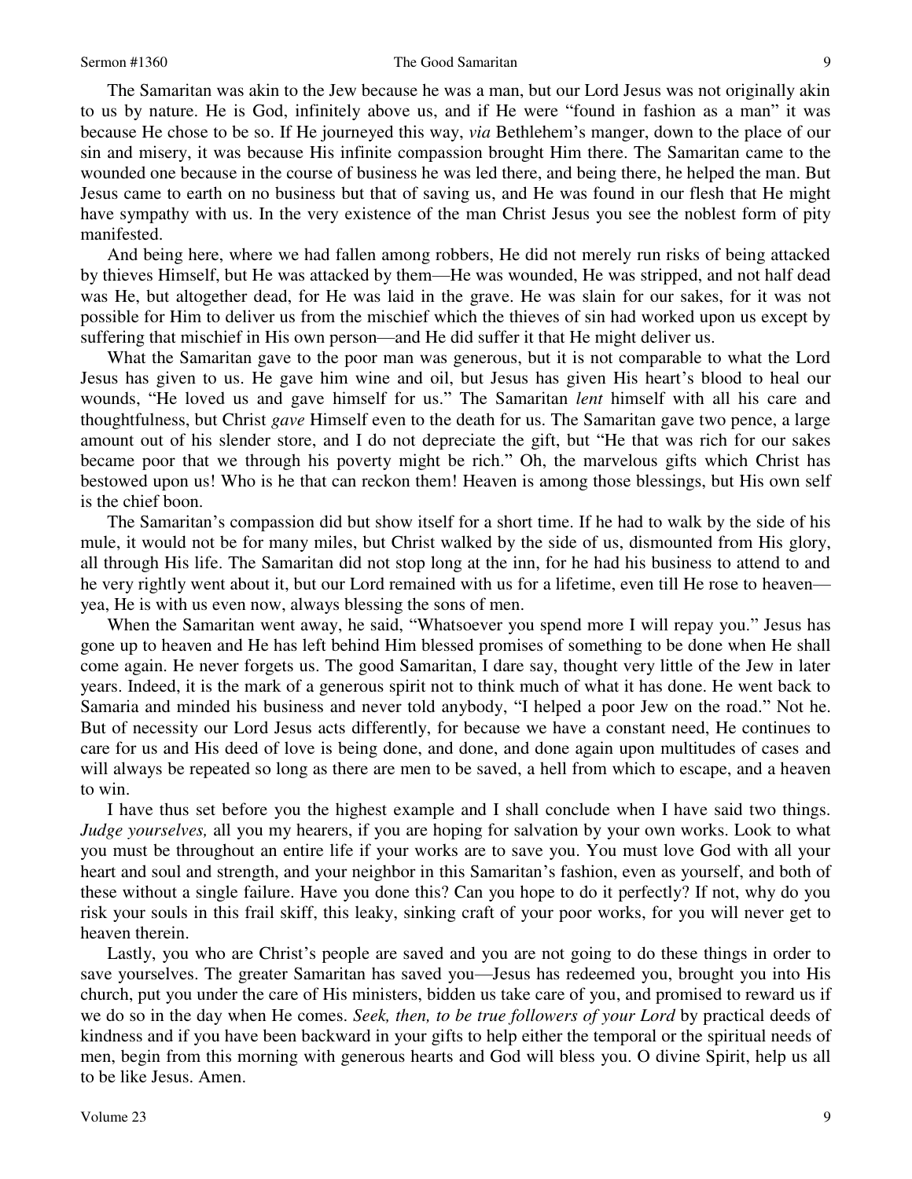The Samaritan was akin to the Jew because he was a man, but our Lord Jesus was not originally akin to us by nature. He is God, infinitely above us, and if He were "found in fashion as a man" it was because He chose to be so. If He journeyed this way, *via* Bethlehem's manger, down to the place of our sin and misery, it was because His infinite compassion brought Him there. The Samaritan came to the wounded one because in the course of business he was led there, and being there, he helped the man. But Jesus came to earth on no business but that of saving us, and He was found in our flesh that He might have sympathy with us. In the very existence of the man Christ Jesus you see the noblest form of pity manifested.

And being here, where we had fallen among robbers, He did not merely run risks of being attacked by thieves Himself, but He was attacked by them—He was wounded, He was stripped, and not half dead was He, but altogether dead, for He was laid in the grave. He was slain for our sakes, for it was not possible for Him to deliver us from the mischief which the thieves of sin had worked upon us except by suffering that mischief in His own person—and He did suffer it that He might deliver us.

What the Samaritan gave to the poor man was generous, but it is not comparable to what the Lord Jesus has given to us. He gave him wine and oil, but Jesus has given His heart's blood to heal our wounds, "He loved us and gave himself for us." The Samaritan *lent* himself with all his care and thoughtfulness, but Christ *gave* Himself even to the death for us. The Samaritan gave two pence, a large amount out of his slender store, and I do not depreciate the gift, but "He that was rich for our sakes became poor that we through his poverty might be rich." Oh, the marvelous gifts which Christ has bestowed upon us! Who is he that can reckon them! Heaven is among those blessings, but His own self is the chief boon.

The Samaritan's compassion did but show itself for a short time. If he had to walk by the side of his mule, it would not be for many miles, but Christ walked by the side of us, dismounted from His glory, all through His life. The Samaritan did not stop long at the inn, for he had his business to attend to and he very rightly went about it, but our Lord remained with us for a lifetime, even till He rose to heaven—yea, He is with us even now, always blessing the sons of men.

When the Samaritan went away, he said, "Whatsoever you spend more I will repay you." Jesus has gone up to heaven and He has left behind Him blessed promises of something to be done when He shall come again. He never forgets us. The good Samaritan, I dare say, thought very little of the Jew in later years. Indeed, it is the mark of a generous spirit not to think much of what it has done. He went back to Samaria and minded his business and never told anybody, "I helped a poor Jew on the road." Not he. But of necessity our Lord Jesus acts differently, for because we have a constant need, He continues to care for us and His deed of love is being done, and done, and done again upon multitudes of cases and will always be repeated so long as there are men to be saved, a hell from which to escape, and a heaven to win.

I have thus set before you the highest example and I shall conclude when I have said two things. *Judge yourselves,* all you my hearers, if you are hoping for salvation by your own works. Look to what you must be throughout an entire life if your works are to save you. You must love God with all your heart and soul and strength, and your neighbor in this Samaritan's fashion, even as yourself, and both of these without a single failure. Have you done this? Can you hope to do it perfectly? If not, why do you risk your souls in this frail skiff, this leaky, sinking craft of your poor works, for you will never get to heaven therein.

Lastly, you who are Christ's people are saved and you are not going to do these things in order to save yourselves. The greater Samaritan has saved you—Jesus has redeemed you, brought you into His church, put you under the care of His ministers, bidden us take care of you, and promised to reward us if we do so in the day when He comes. *Seek, then, to be true followers of your Lord* by practical deeds of kindness and if you have been backward in your gifts to help either the temporal or the spiritual needs of men, begin from this morning with generous hearts and God will bless you. O divine Spirit, help us all to be like Jesus. Amen.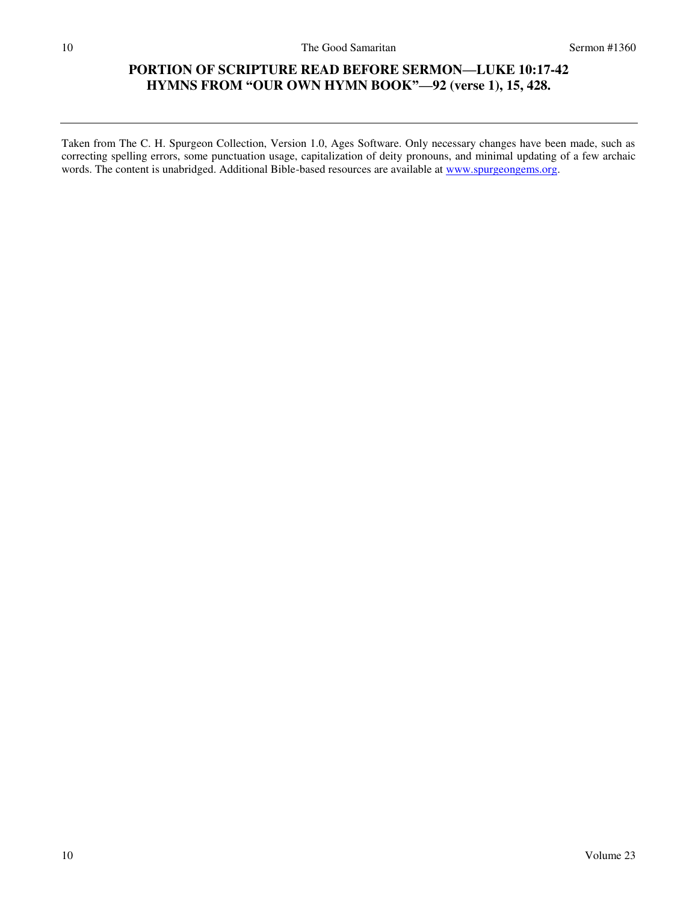**PORTION OF SCRIPTURE READ BEFORE SERMON—LUKE 10:17-42**
**HYMNS FROM "OUR OWN HYMN BOOK"—92 (verse 1), 15, 428.**

---

Taken from The C. H. Spurgeon Collection, Version 1.0, Ages Software. Only necessary changes have been made, such as correcting spelling errors, some punctuation usage, capitalization of deity pronouns, and minimal updating of a few archaic words. The content is unabridged. Additional Bible-based resources are available at www.spurgeongems.org.